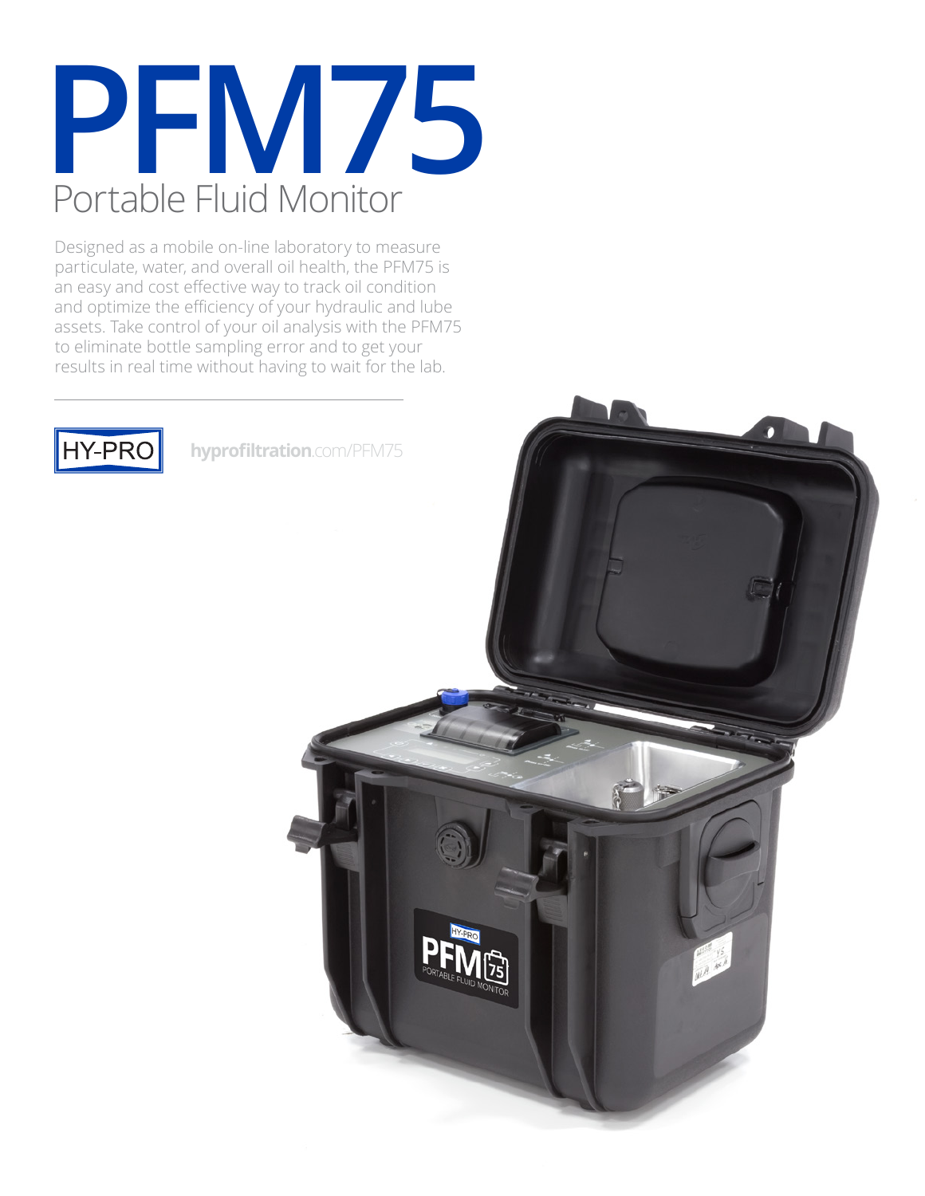# PFM75

## Portable Fluid Monitor

Designed as a mobile on-line laboratory to measure particulate, water, and overall oil health, the PFM75 is an easy and cost effective way to track oil condition and optimize the efficiency of your hydraulic and lube assets. Take control of your oil analysis with the PFM75 to eliminate bottle sampling error and to get your results in real time without having to wait for the lab.

HY-PRO

**hyprofiltration**.com/PFM75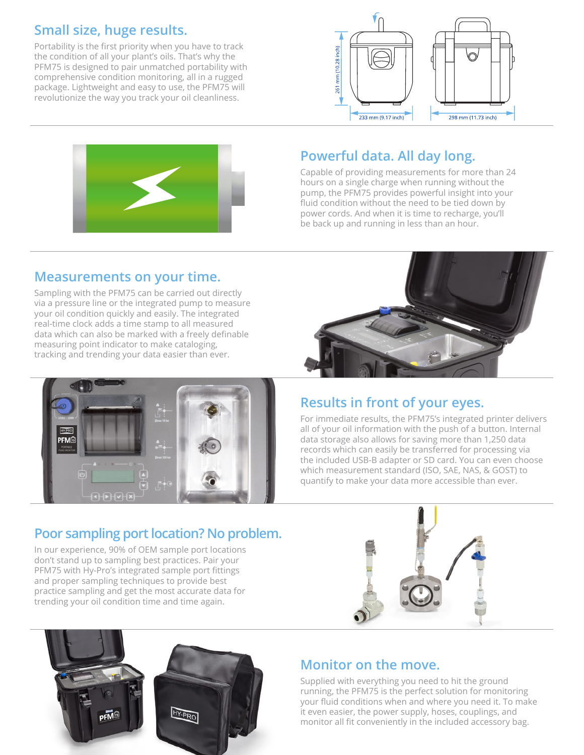## Small size, huge results.

Portability is the first priority when you have to track the condition of all your plant's oils. That's why the PFM75 is designed to pair unmatched portability with comprehensive condition monitoring, all in a rugged package. Lightweight and easy to use, the PFM75 will revolutionize the way you track your oil cleanliness.

261 mm (10.28 inch)

233 mm (9.17 inch)

298 mm (11.73 inch)

## Powerful data. All day long.

Capable of providing measurements for more than 24 hours on a single charge when running without the pump, the PFM75 provides powerful insight into your fluid condition without the need to be tied down by power cords. And when it is time to recharge, you'll be back up and running in less than an hour.

## Measurements on your time.

Sampling with the PFM75 can be carried out directly via a pressure line or the integrated pump to measure your oil condition quickly and easily. The integrated real-time clock adds a time stamp to all measured data which can also be marked with a freely definable measuring point indicator to make cataloging, tracking and trending your data easier than ever.

## Results in front of your eyes.

For immediate results, the PFM75's integrated printer delivers all of your oil information with the push of a button. Internal data storage also allows for saving more than 1,250 data records which can easily be transferred for processing via the included USB-B adapter or SD card. You can even choose which measurement standard (ISO, SAE, NAS, & GOST) to quantify to make your data more accessible than ever.

## Poor sampling port location? No problem.

In our experience, 90% of OEM sample port locations don't stand up to sampling best practices. Pair your PFM75 with Hy-Pro's integrated sample port fittings and proper sampling techniques to provide best practice sampling and get the most accurate data for trending your oil condition time and time again.

## Monitor on the move.

Supplied with everything you need to hit the ground running, the PFM75 is the perfect solution for monitoring your fluid conditions when and where you need it. To make it even easier, the power supply, hoses, couplings, and monitor all fit conveniently in the included accessory bag.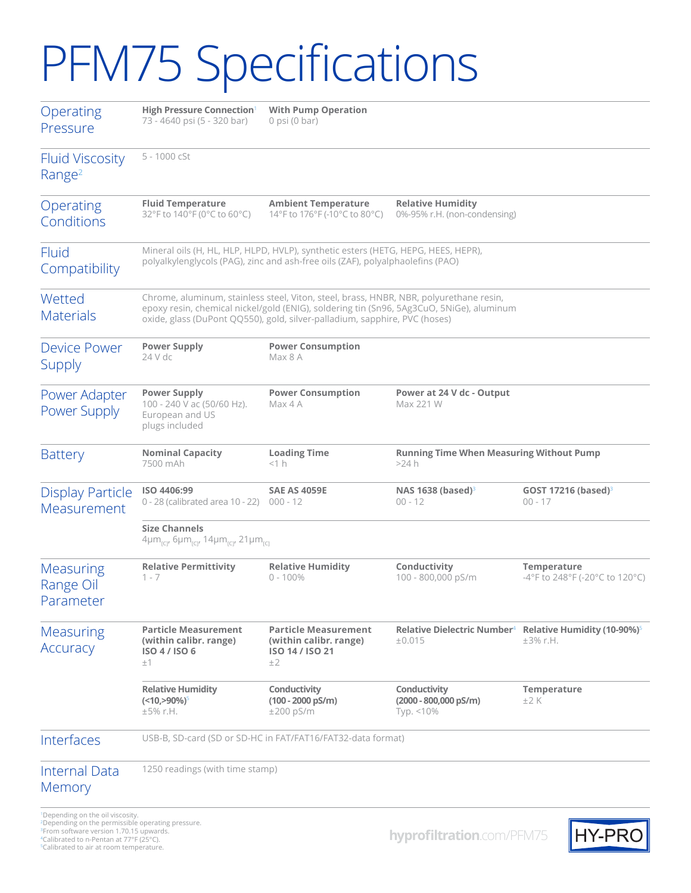# PFM75 Specifications

| | | | | |
|---|---|---|---|---|
| **Operating Pressure** | **High Pressure Connection**[1] 73 - 4640 psi (5 - 320 bar) | **With Pump Operation** 0 psi (0 bar) | | |
| **Fluid Viscosity Range**[2] | 5 - 1000 cSt | | | |
| **Operating Conditions** | **Fluid Temperature** 32°F to 140°F (0°C to 60°C) | **Ambient Temperature** 14°F to 176°F (-10°C to 80°C) | **Relative Humidity** 0%-95% r.H. (non-condensing) | |
| **Fluid Compatibility** | Mineral oils (H, HL, HLP, HLPD, HVLP), synthetic esters (HETG, HEPG, HEES, HEPR), polyalkylenglycols (PAG), zinc and ash-free oils (ZAF), polyalphaolefins (PAO) | | | |
| **Wetted Materials** | Chrome, aluminum, stainless steel, Viton, steel, brass, HNBR, NBR, polyurethane resin, epoxy resin, chemical nickel/gold (ENIG), soldering tin (Sn96, 5Ag3CuO, 5NiGe), aluminum oxide, glass (DuPont QQ550), gold, silver-palladium, sapphire, PVC (hoses) | | | |
| **Device Power Supply** | **Power Supply** 24 V dc | **Power Consumption** Max 8 A | | |
| **Power Adapter Power Supply** | **Power Supply** 100 - 240 V ac (50/60 Hz). European and US plugs included | **Power Consumption** Max 4 A | **Power at 24 V dc - Output** Max 221 W | |
| **Battery** | **Nominal Capacity** 7500 mAh | **Loading Time** <1 h | **Running Time When Measuring Without Pump** >24 h | |
| **Display Particle Measurement** | **ISO 4406:99** 0 - 28 (calibrated area 10 - 22) | **SAE AS 4059E** 000 - 12 | **NAS 1638 (based)**[3] 00 - 12 | **GOST 17216 (based)**[3] 00 - 17 |
| | **Size Channels** $4\mu m_{(C)}$, $6\mu m_{(C)}$, $14\mu m_{(C)}$, $21\mu m_{(C)}$ | | | |
| **Measuring Range Oil Parameter** | **Relative Permittivity** 1 - 7 | **Relative Humidity** 0 - 100% | **Conductivity** 100 - 800,000 pS/m | **Temperature** -4°F to 248°F (-20°C to 120°C) |
| **Measuring Accuracy** | **Particle Measurement (within calibr. range) ISO 4 / ISO 6** ±1 | **Particle Measurement (within calibr. range) ISO 14 / ISO 21** ±2 | **Relative Dielectric Number**[4] ±0.015 | **Relative Humidity (10-90%)**[5] ±3% r.H. |
| | **Relative Humidity (<10,>90%)**[5] ±5% r.H. | **Conductivity (100 - 2000 pS/m)** ±200 pS/m | **Conductivity (2000 - 800,000 pS/m)** Typ. <10% | **Temperature** ±2 K |
| **Interfaces** | USB-B, SD-card (SD or SD-HC in FAT/FAT16/FAT32-data format) | | | |
| **Internal Data Memory** | 1250 readings (with time stamp) | | | |

[1]Depending on the oil viscosity.
[2]Depending on the permissible operating pressure.
[3]From software version 1.70.15 upwards.
[4]Calibrated to n-Pentan at 77°F (25°C).
[5]Calibrated to air at room temperature.

hyprofiltration.com/PFM75

HY-PRO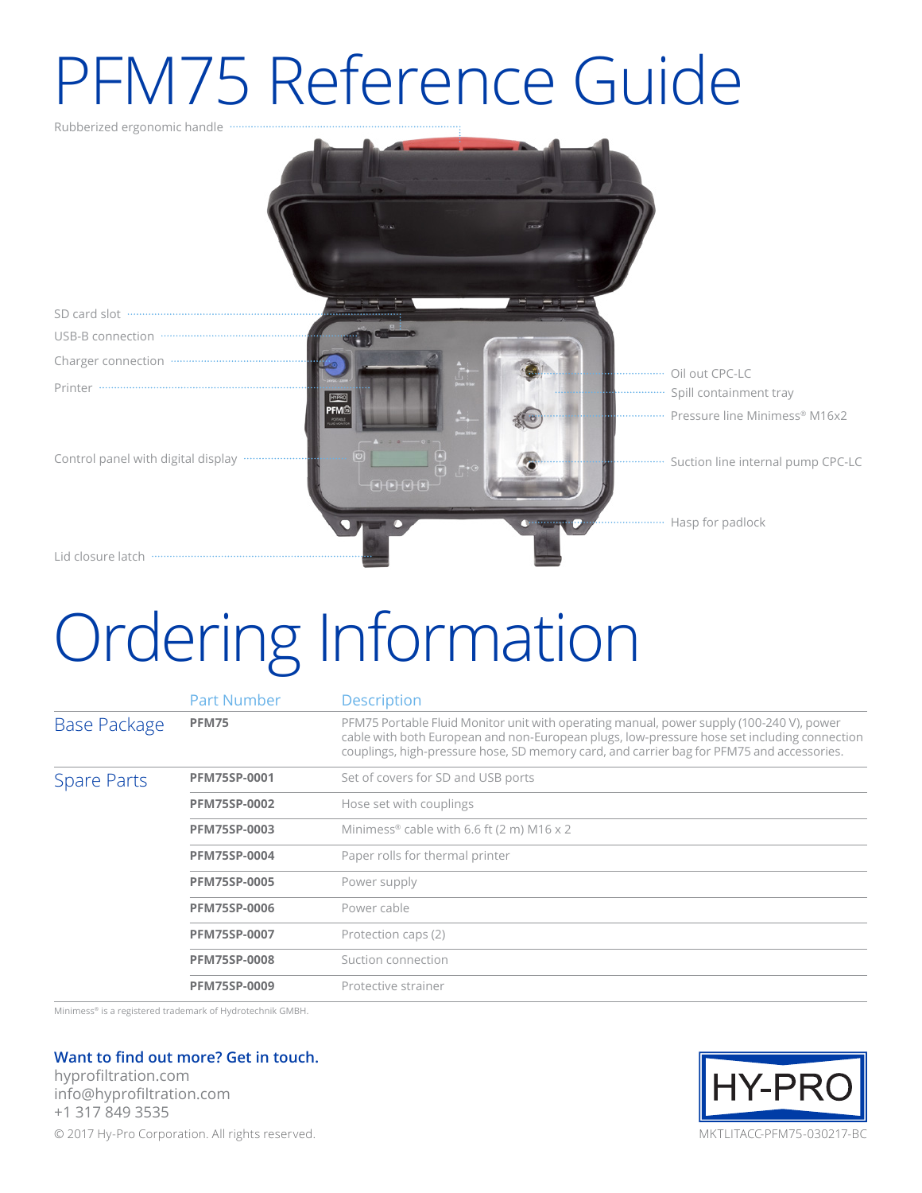# PFM75 Reference Guide

Rubberized ergonomic handle

SD card slot

USB-B connection

Charger connection

Printer

Control panel with digital display

Lid closure latch

Oil out CPC-LC

Spill containment tray

Pressure line Minimess® M16x2

Suction line internal pump CPC-LC

Hasp for padlock

# Ordering Information

| | Part Number | Description |
|---|---|---|
| Base Package | **PFM75** | PFM75 Portable Fluid Monitor unit with operating manual, power supply (100-240 V), power cable with both European and non-European plugs, low-pressure hose set including connection couplings, high-pressure hose, SD memory card, and carrier bag for PFM75 and accessories. |
| Spare Parts | **PFM75SP-0001** | Set of covers for SD and USB ports |
| | **PFM75SP-0002** | Hose set with couplings |
| | **PFM75SP-0003** | Minimess® cable with 6.6 ft (2 m) M16 x 2 |
| | **PFM75SP-0004** | Paper rolls for thermal printer |
| | **PFM75SP-0005** | Power supply |
| | **PFM75SP-0006** | Power cable |
| | **PFM75SP-0007** | Protection caps (2) |
| | **PFM75SP-0008** | Suction connection |
| | **PFM75SP-0009** | Protective strainer |

Minimess® is a registered trademark of Hydrotechnik GMBH.

**Want to find out more? Get in touch.**

hyprofiltration.com

info@hyprofiltration.com

+1 317 849 3535

© 2017 Hy-Pro Corporation. All rights reserved.

HY-PRO

MKTLITACC-PFM75-030217-BC